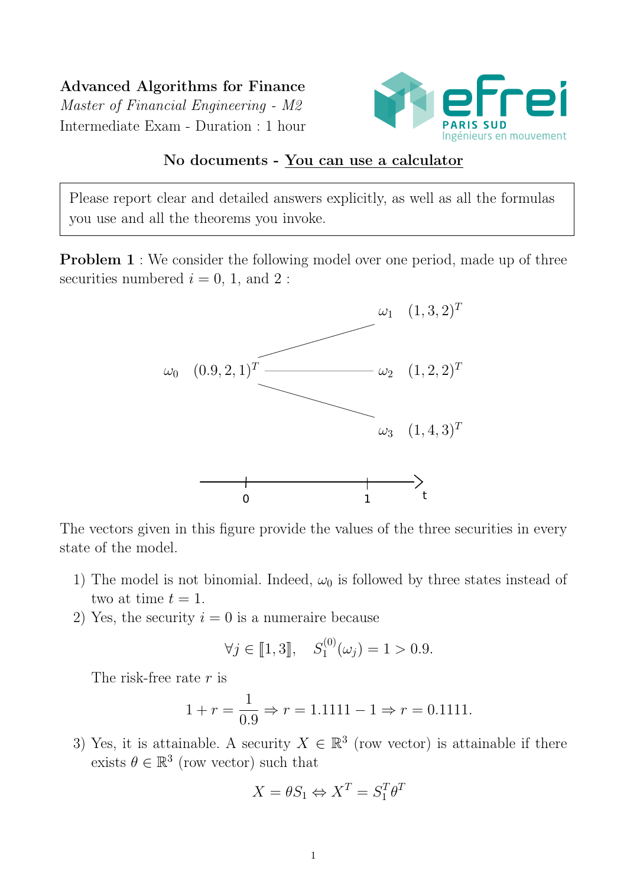**Advanced Algorithms for Finance**

*Master of Financial Engineering - M2*

Intermediate Exam - Duration : 1 hour

**No documents - You can use a calculator**

> Please report clear and detailed answers explicitly, as well as all the formulas you use and all the theorems you invoke.

**Problem 1** : We consider the following model over one period, made up of three securities numbered $i = 0$, 1, and 2 :

$\omega_0 \quad (0.9, 2, 1)^T$

$\omega_1 \quad (1, 3, 2)^T$

$\omega_2 \quad (1, 2, 2)^T$

$\omega_3 \quad (1, 4, 3)^T$

(time axis: $t = 0$, $t = 1$)

The vectors given in this figure provide the values of the three securities in every state of the model.

1) The model is not binomial. Indeed, $\omega_0$ is followed by three states instead of two at time $t = 1$.

2) Yes, the security $i = 0$ is a numeraire because

$$\forall j \in [\![1, 3]\!], \quad S_1^{(0)}(\omega_j) = 1 > 0.9.$$

The risk-free rate $r$ is

$$1 + r = \frac{1}{0.9} \Rightarrow r = 1.1111 - 1 \Rightarrow r = 0.1111.$$

3) Yes, it is attainable. A security $X \in \mathbb{R}^3$ (row vector) is attainable if there exists $\theta \in \mathbb{R}^3$ (row vector) such that

$$X = \theta S_1 \Leftrightarrow X^T = S_1^T \theta^T$$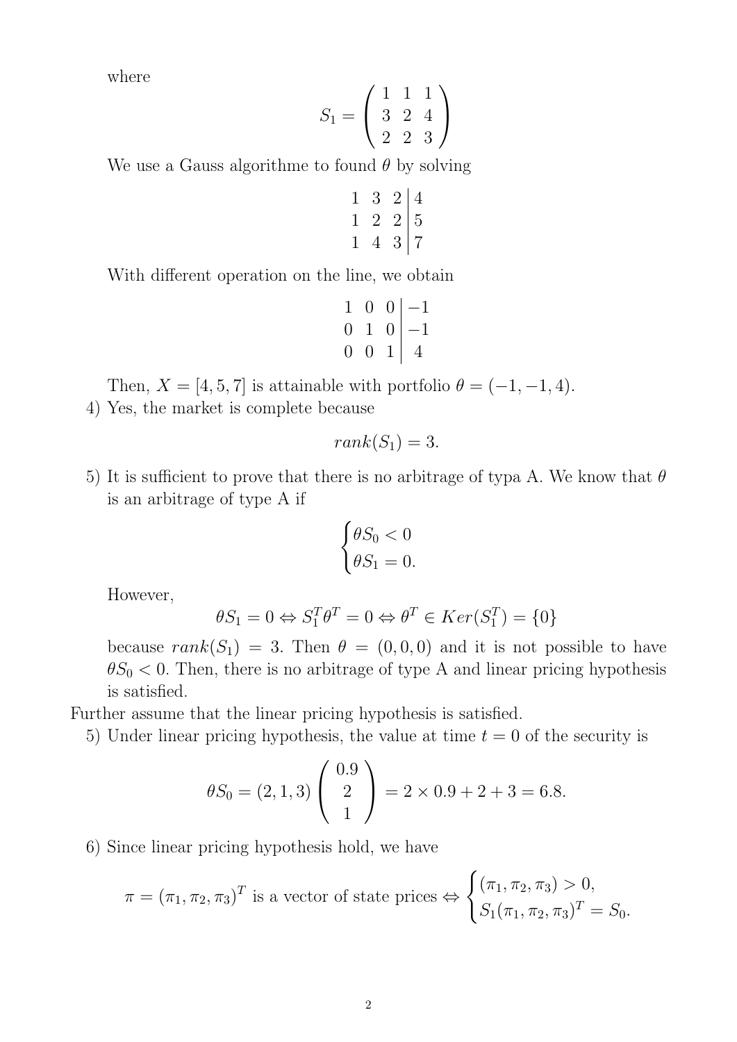where

$$S_1 = \begin{pmatrix} 1 & 1 & 1 \\ 3 & 2 & 4 \\ 2 & 2 & 3 \end{pmatrix}$$

We use a Gauss algorithme to found $\theta$ by solving

$$\begin{array}{ccc|c} 1 & 3 & 2 & 4 \\ 1 & 2 & 2 & 5 \\ 1 & 4 & 3 & 7 \end{array}$$

With different operation on the line, we obtain

$$\begin{array}{ccc|c} 1 & 0 & 0 & -1 \\ 0 & 1 & 0 & -1 \\ 0 & 0 & 1 & 4 \end{array}$$

Then, $X = [4, 5, 7]$ is attainable with portfolio $\theta = (-1, -1, 4)$.

4) Yes, the market is complete because

$$rank(S_1) = 3.$$

5) It is sufficient to prove that there is no arbitrage of typa A. We know that $\theta$ is an arbitrage of type A if

$$\begin{cases} \theta S_0 < 0 \\ \theta S_1 = 0. \end{cases}$$

However,

$$\theta S_1 = 0 \Leftrightarrow S_1^T \theta^T = 0 \Leftrightarrow \theta^T \in Ker(S_1^T) = \{0\}$$

because $rank(S_1) = 3$. Then $\theta = (0, 0, 0)$ and it is not possible to have $\theta S_0 < 0$. Then, there is no arbitrage of type A and linear pricing hypothesis is satisfied.

Further assume that the linear pricing hypothesis is satisfied.

5) Under linear pricing hypothesis, the value at time $t = 0$ of the security is

$$\theta S_0 = (2, 1, 3) \begin{pmatrix} 0.9 \\ 2 \\ 1 \end{pmatrix} = 2 \times 0.9 + 2 + 3 = 6.8.$$

6) Since linear pricing hypothesis hold, we have

$$\pi = (\pi_1, \pi_2, \pi_3)^T \text{ is a vector of state prices} \Leftrightarrow \begin{cases} (\pi_1, \pi_2, \pi_3) > 0, \\ S_1(\pi_1, \pi_2, \pi_3)^T = S_0. \end{cases}$$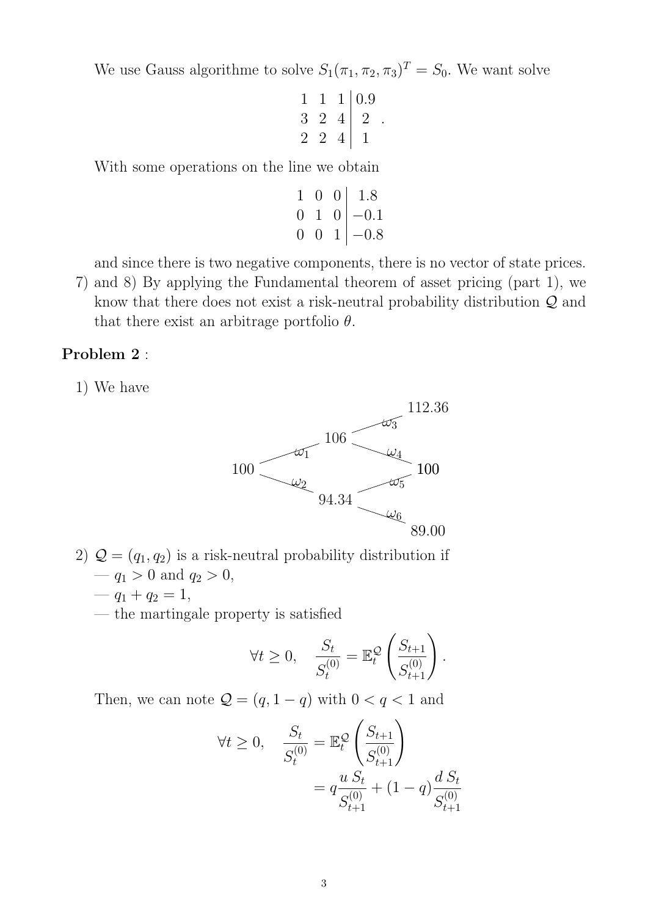We use Gauss algorithme to solve $S_1(\pi_1, \pi_2, \pi_3)^T = S_0$. We want solve

$$\left.\begin{array}{ccc|c} 1 & 1 & 1 & 0.9 \\ 3 & 2 & 4 & 2 \\ 2 & 2 & 4 & 1 \end{array}\right. .$$

With some operations on the line we obtain

$$\begin{array}{ccc|c} 1 & 0 & 0 & 1.8 \\ 0 & 1 & 0 & -0.1 \\ 0 & 0 & 1 & -0.8 \end{array}$$

and since there is two negative components, there is no vector of state prices.

7) and 8) By applying the Fundamental theorem of asset pricing (part 1), we know that there does not exist a risk-neutral probability distribution $\mathcal{Q}$ and that there exist an arbitrage portfolio $\theta$.

**Problem 2** :

1) We have

$$\begin{array}{ccccc} & & & & 112.36 \\ & & & \overset{\omega_3}{\nearrow} & \\ & & 106 & & \\ & \overset{\omega_1}{\nearrow} & & \overset{\omega_4}{\searrow} & \\ 100 & & & & 100 \\ & \underset{\omega_2}{\searrow} & & \overset{\omega_5}{\nearrow} & \\ & & 94.34 & & \\ & & & \underset{\omega_6}{\searrow} & \\ & & & & 89.00 \end{array}$$

2) $\mathcal{Q} = (q_1, q_2)$ is a risk-neutral probability distribution if

- $q_1 > 0$ and $q_2 > 0$,
- $q_1 + q_2 = 1$,
- the martingale property is satisfied

$$\forall t \geq 0, \quad \frac{S_t}{S_t^{(0)}} = \mathbb{E}_t^{\mathcal{Q}}\left(\frac{S_{t+1}}{S_{t+1}^{(0)}}\right).$$

Then, we can note $\mathcal{Q} = (q, 1-q)$ with $0 < q < 1$ and

$$\begin{aligned} \forall t \geq 0, \quad \frac{S_t}{S_t^{(0)}} &= \mathbb{E}_t^{\mathcal{Q}}\left(\frac{S_{t+1}}{S_{t+1}^{(0)}}\right) \\ &= q\frac{u\, S_t}{S_{t+1}^{(0)}} + (1-q)\frac{d\, S_t}{S_{t+1}^{(0)}} \end{aligned}$$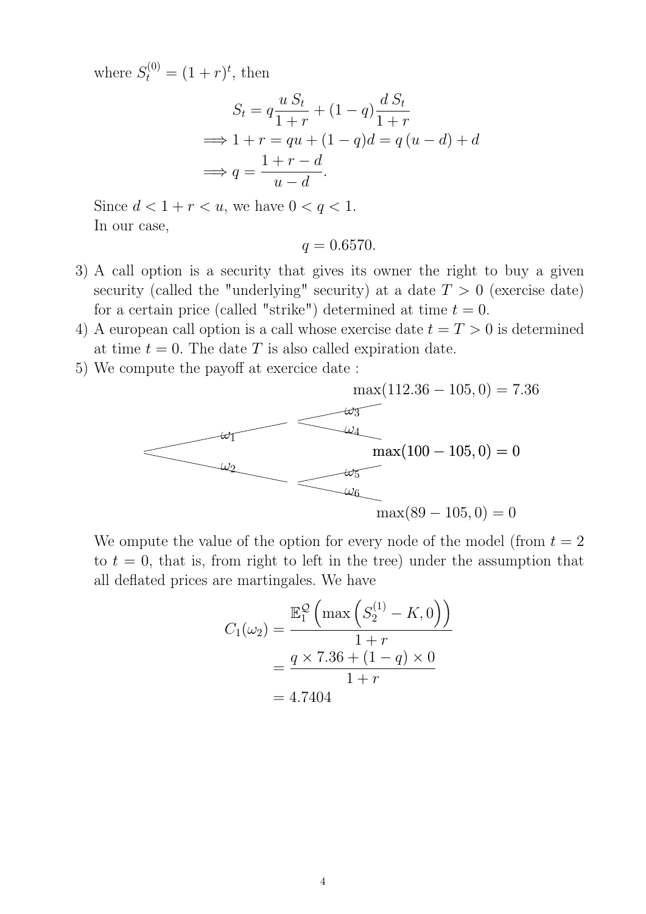where $S_t^{(0)} = (1+r)^t$, then

$$
\begin{aligned}
S_t &= q\frac{u\,S_t}{1+r} + (1-q)\frac{d\,S_t}{1+r} \\
\Longrightarrow 1+r &= qu + (1-q)d = q\,(u-d) + d \\
\Longrightarrow q &= \frac{1+r-d}{u-d}.
\end{aligned}
$$

Since $d < 1+r < u$, we have $0 < q < 1$.
In our case,

$$q = 0.6570.$$

3) A call option is a security that gives its owner the right to buy a given security (called the "underlying" security) at a date $T > 0$ (exercise date) for a certain price (called "strike") determined at time $t = 0$.
4) A european call option is a call whose exercise date $t = T > 0$ is determined at time $t = 0$. The date $T$ is also called expiration date.
5) We compute the payoff at exercice date :

Tree (branches $\omega_1$, $\omega_2$ at the first step; $\omega_3$, $\omega_4$ following $\omega_1$ and $\omega_5$, $\omega_6$ following $\omega_2$), with terminal payoffs:

$\max(112.36 - 105, 0) = 7.36$

$\max(100 - 105, 0) = 0$

$\max(89 - 105, 0) = 0$

We ompute the value of the option for every node of the model (from $t = 2$ to $t = 0$, that is, from right to left in the tree) under the assumption that all deflated prices are martingales. We have

$$
\begin{aligned}
C_1(\omega_2) &= \frac{\mathbb{E}_1^{\mathcal{Q}}\left(\max\left(S_2^{(1)} - K, 0\right)\right)}{1+r} \\
&= \frac{q \times 7.36 + (1-q) \times 0}{1+r} \\
&= 4.7404
\end{aligned}
$$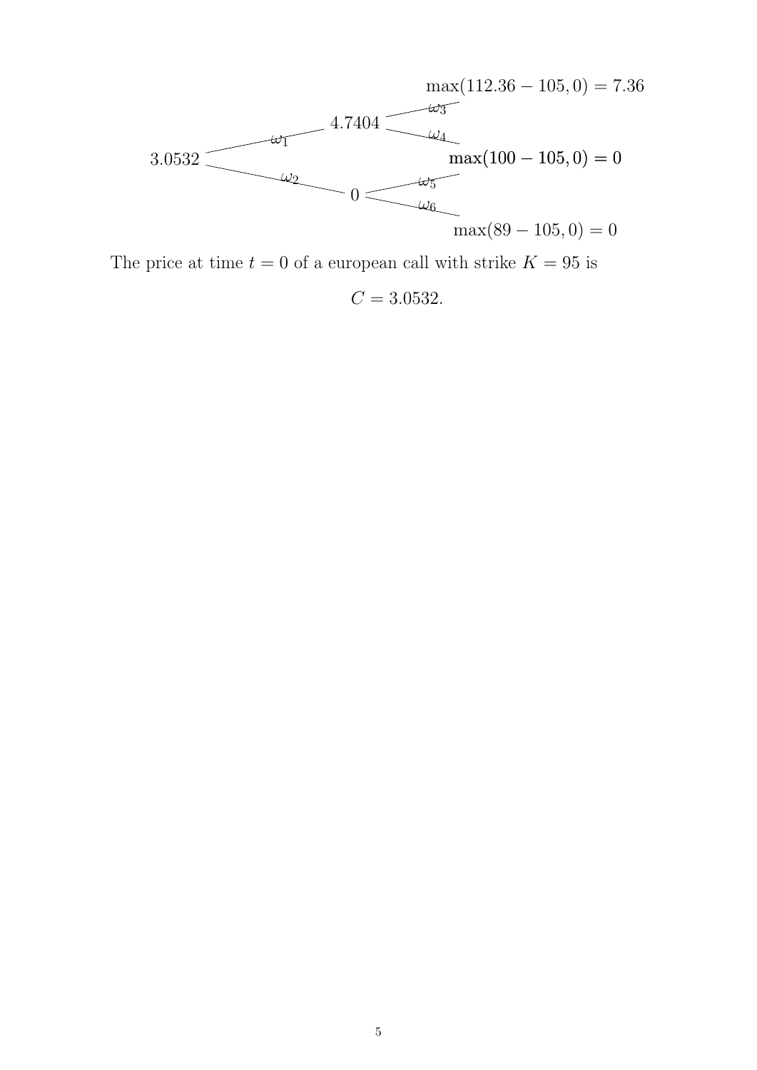$\max(112.36 - 105, 0) = 7.36$

4.7404

$\omega_1$ $\omega_2$ $\omega_3$ $\omega_4$ $\omega_5$ $\omega_6$

3.0532

$\max(100 - 105, 0) = 0$

0

$\max(89 - 105, 0) = 0$

The price at time $t = 0$ of a european call with strike $K = 95$ is

$$C = 3.0532.$$